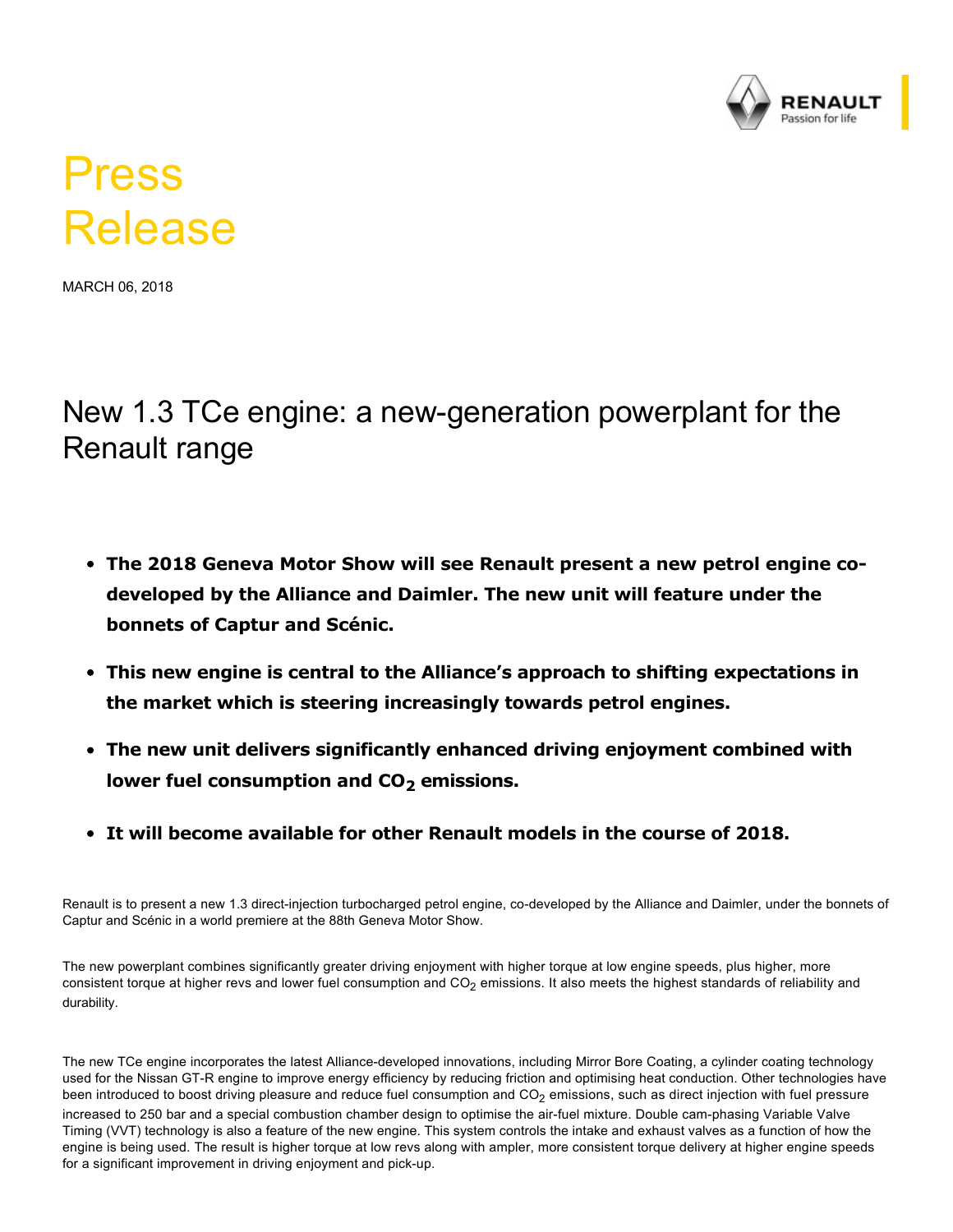# Press Release

MARCH 06, 2018

## New 1.3 TCe engine: a new-generation powerplant for the Renault range

- **The 2018 Geneva Motor Show will see Renault present a new petrol engine co-developed by the Alliance and Daimler. The new unit will feature under the bonnets of Captur and Scénic.**
- **This new engine is central to the Alliance's approach to shifting expectations in the market which is steering increasingly towards petrol engines.**
- **The new unit delivers significantly enhanced driving enjoyment combined with lower fuel consumption and $CO_2$ emissions.**
- **It will become available for other Renault models in the course of 2018.**

Renault is to present a new 1.3 direct-injection turbocharged petrol engine, co-developed by the Alliance and Daimler, under the bonnets of Captur and Scénic in a world premiere at the 88th Geneva Motor Show.

The new powerplant combines significantly greater driving enjoyment with higher torque at low engine speeds, plus higher, more consistent torque at higher revs and lower fuel consumption and $CO_2$ emissions. It also meets the highest standards of reliability and durability.

The new TCe engine incorporates the latest Alliance-developed innovations, including Mirror Bore Coating, a cylinder coating technology used for the Nissan GT-R engine to improve energy efficiency by reducing friction and optimising heat conduction. Other technologies have been introduced to boost driving pleasure and reduce fuel consumption and $CO_2$ emissions, such as direct injection with fuel pressure increased to 250 bar and a special combustion chamber design to optimise the air-fuel mixture. Double cam-phasing Variable Valve Timing (VVT) technology is also a feature of the new engine. This system controls the intake and exhaust valves as a function of how the engine is being used. The result is higher torque at low revs along with ampler, more consistent torque delivery at higher engine speeds for a significant improvement in driving enjoyment and pick-up.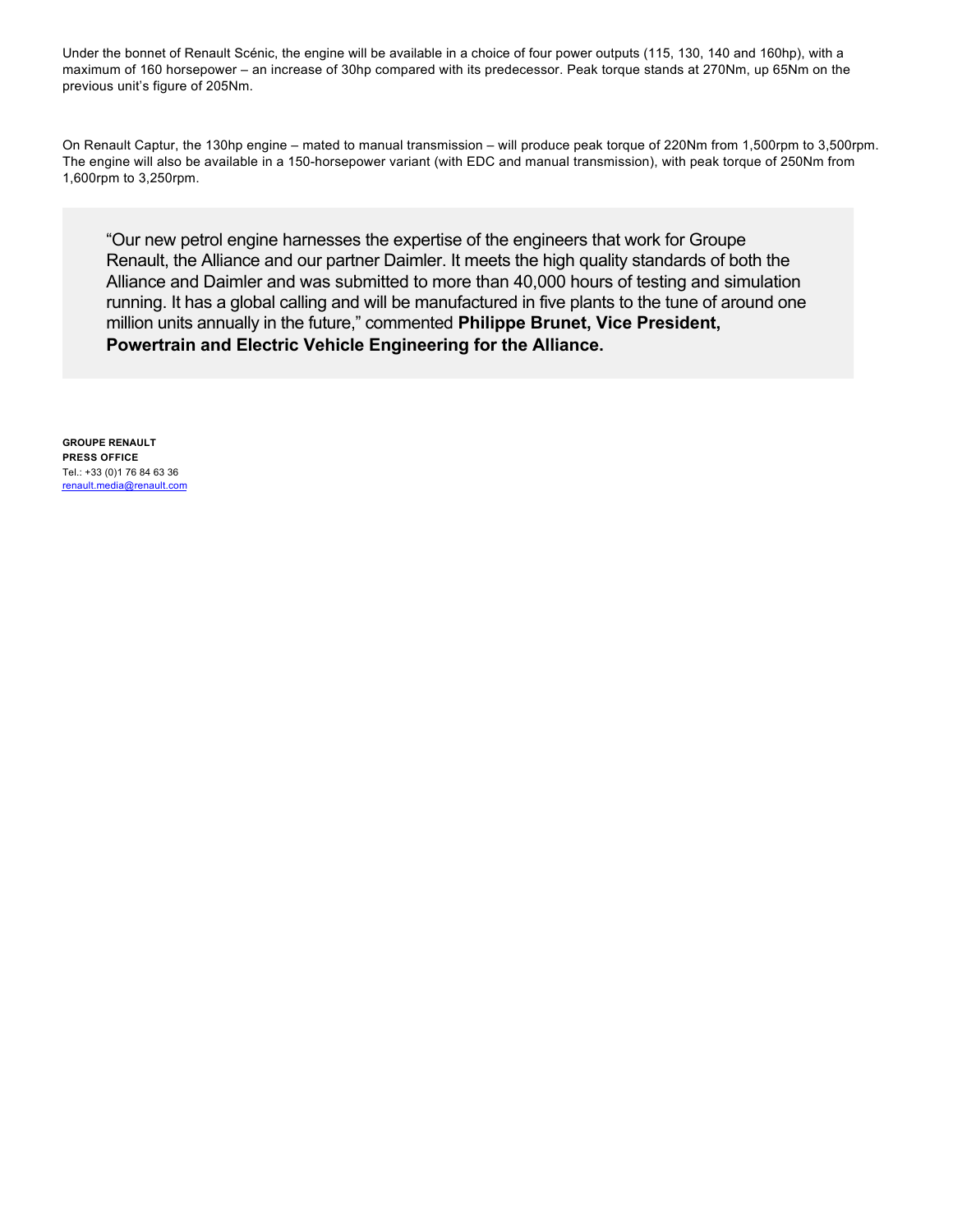Under the bonnet of Renault Scénic, the engine will be available in a choice of four power outputs (115, 130, 140 and 160hp), with a maximum of 160 horsepower – an increase of 30hp compared with its predecessor. Peak torque stands at 270Nm, up 65Nm on the previous unit's figure of 205Nm.

On Renault Captur, the 130hp engine – mated to manual transmission – will produce peak torque of 220Nm from 1,500rpm to 3,500rpm. The engine will also be available in a 150-horsepower variant (with EDC and manual transmission), with peak torque of 250Nm from 1,600rpm to 3,250rpm.

> "Our new petrol engine harnesses the expertise of the engineers that work for Groupe Renault, the Alliance and our partner Daimler. It meets the high quality standards of both the Alliance and Daimler and was submitted to more than 40,000 hours of testing and simulation running. It has a global calling and will be manufactured in five plants to the tune of around one million units annually in the future," commented **Philippe Brunet, Vice President, Powertrain and Electric Vehicle Engineering for the Alliance.**

**GROUPE RENAULT**
**PRESS OFFICE**
Tel.: +33 (0)1 76 84 63 36
renault.media@renault.com